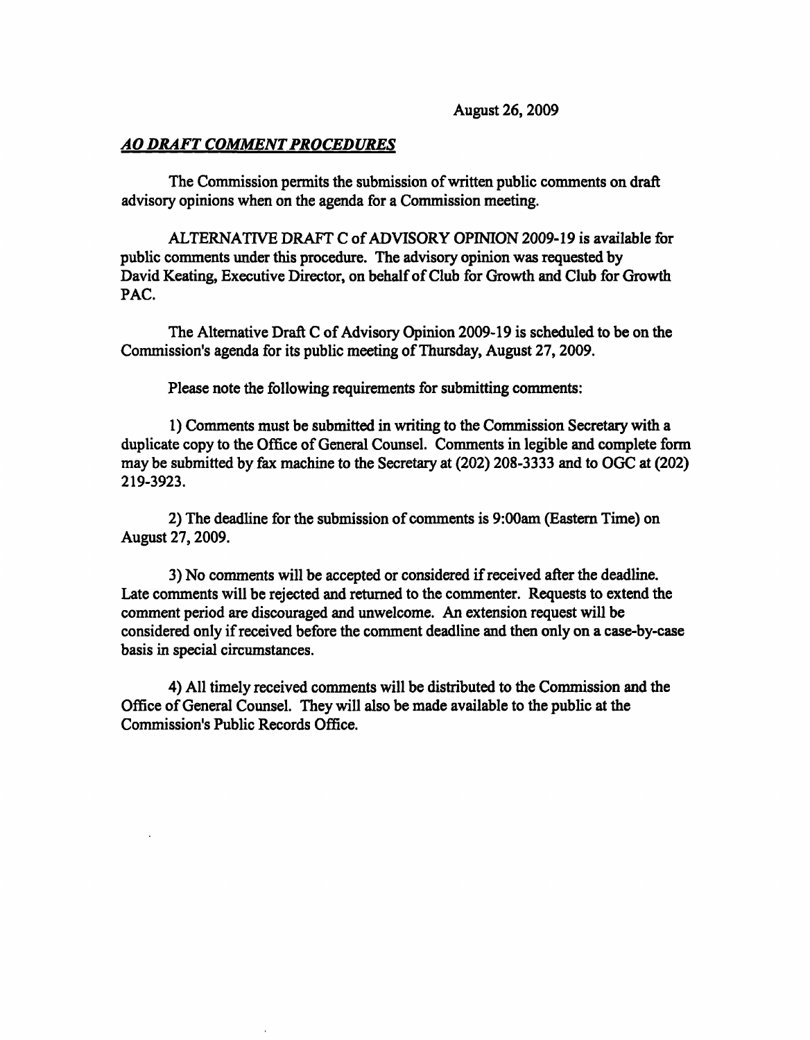August 26, 2009

***AO DRAFT COMMENT PROCEDURES***

The Commission permits the submission of written public comments on draft advisory opinions when on the agenda for a Commission meeting.

ALTERNATIVE DRAFT C of ADVISORY OPINION 2009-19 is available for public comments under this procedure. The advisory opinion was requested by David Keating, Executive Director, on behalf of Club for Growth and Club for Growth PAC.

The Alternative Draft C of Advisory Opinion 2009-19 is scheduled to be on the Commission's agenda for its public meeting of Thursday, August 27, 2009.

Please note the following requirements for submitting comments:

1) Comments must be submitted in writing to the Commission Secretary with a duplicate copy to the Office of General Counsel. Comments in legible and complete form may be submitted by fax machine to the Secretary at (202) 208-3333 and to OGC at (202) 219-3923.

2) The deadline for the submission of comments is 9:00am (Eastern Time) on August 27, 2009.

3) No comments will be accepted or considered if received after the deadline. Late comments will be rejected and returned to the commenter. Requests to extend the comment period are discouraged and unwelcome. An extension request will be considered only if received before the comment deadline and then only on a case-by-case basis in special circumstances.

4) All timely received comments will be distributed to the Commission and the Office of General Counsel. They will also be made available to the public at the Commission's Public Records Office.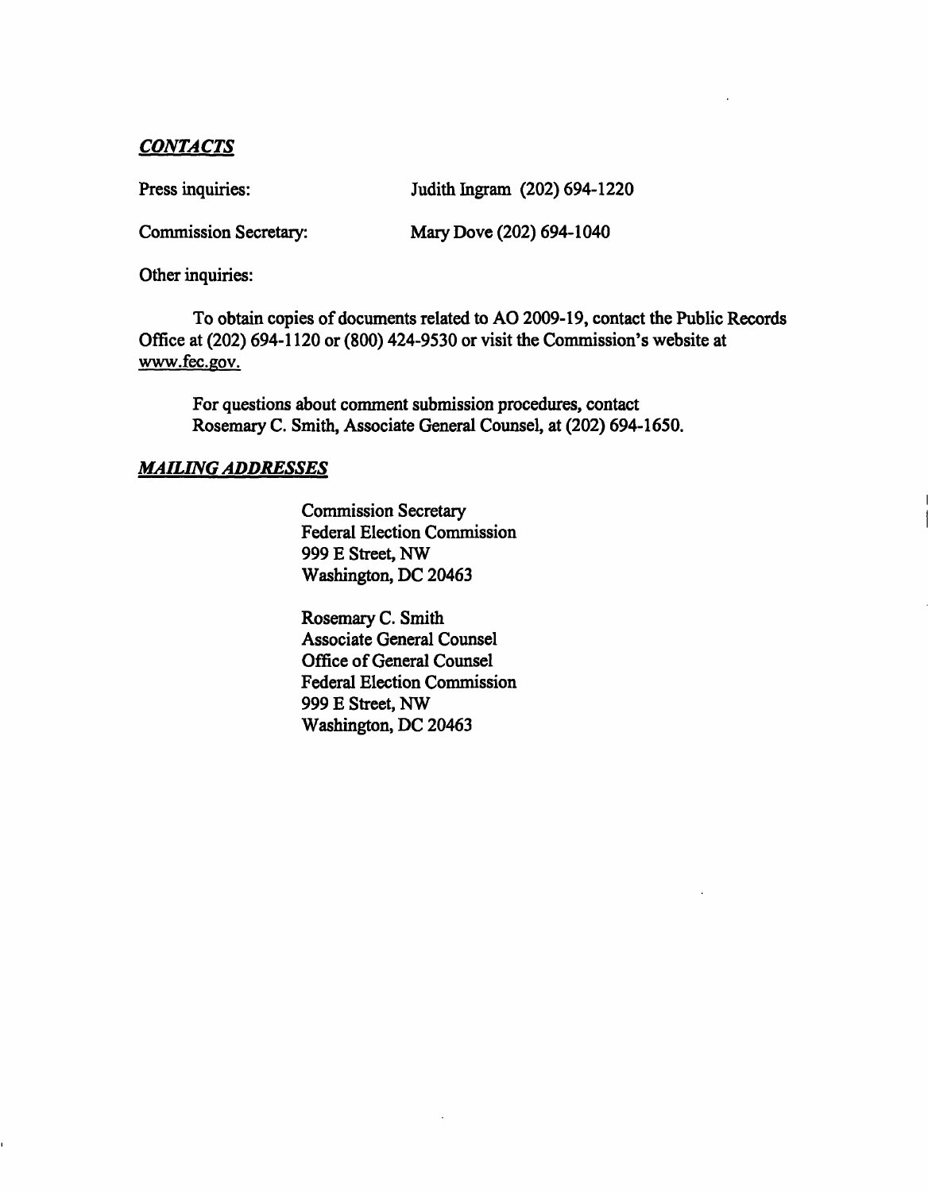***CONTACTS***

Press inquiries: Judith Ingram (202) 694-1220

Commission Secretary: Mary Dove (202) 694-1040

Other inquiries:

To obtain copies of documents related to AO 2009-19, contact the Public Records Office at (202) 694-1120 or (800) 424-9530 or visit the Commission's website at www.fec.gov.

For questions about comment submission procedures, contact Rosemary C. Smith, Associate General Counsel, at (202) 694-1650.

***MAILING ADDRESSES***

Commission Secretary
Federal Election Commission
999 E Street, NW
Washington, DC 20463

Rosemary C. Smith
Associate General Counsel
Office of General Counsel
Federal Election Commission
999 E Street, NW
Washington, DC 20463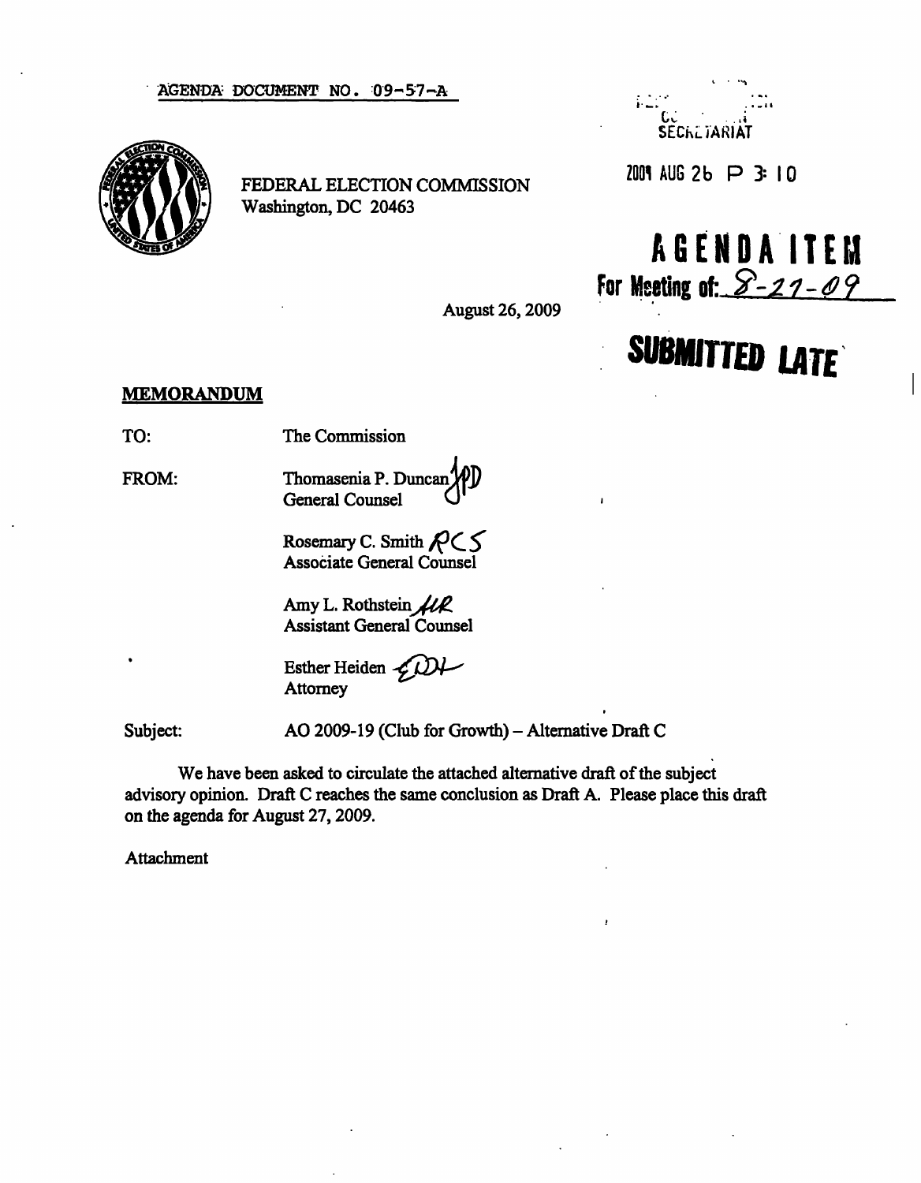AGENDA DOCUMENT NO. 09-57-A

FEDERAL ELECTION COMMISSION
Washington, DC 20463

FEC
COMMISSION
SECRETARIAT

2009 AUG 26 P 3: 10

**AGENDA ITEM**
**For Meeting of: 8-27-09**

August 26, 2009

**SUBMITTED LATE**

## MEMORANDUM

TO: The Commission

FROM: Thomasenia P. Duncan
General Counsel

Rosemary C. Smith
Associate General Counsel

Amy L. Rothstein
Assistant General Counsel

Esther Heiden
Attorney

Subject: AO 2009-19 (Club for Growth) – Alternative Draft C

We have been asked to circulate the attached alternative draft of the subject advisory opinion. Draft C reaches the same conclusion as Draft A. Please place this draft on the agenda for August 27, 2009.

Attachment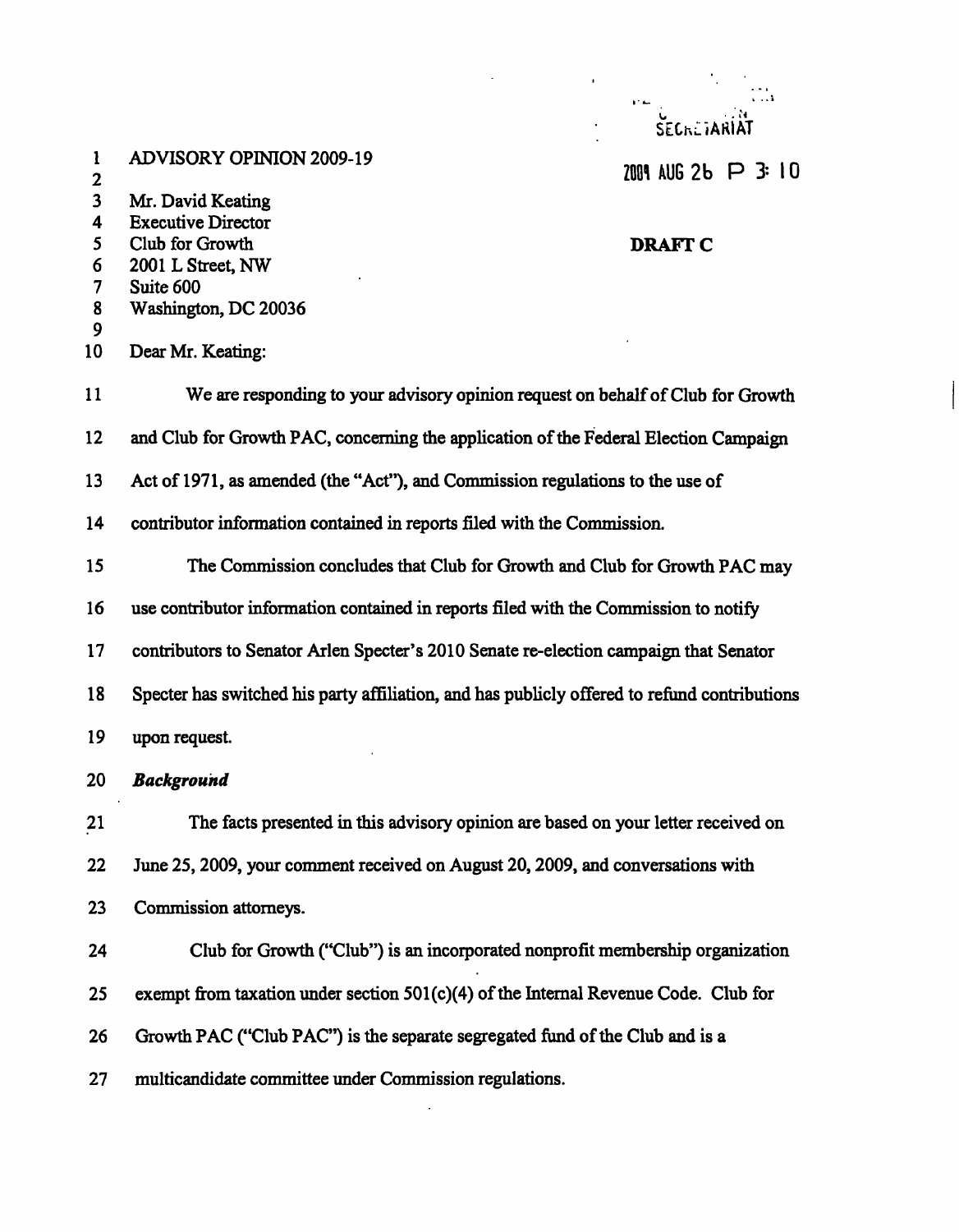SECRETARIAT

2009 AUG 26 P 3: 10

ADVISORY OPINION 2009-19

**DRAFT C**

Mr. David Keating
Executive Director
Club for Growth
2001 L Street, NW
Suite 600
Washington, DC 20036

Dear Mr. Keating:

We are responding to your advisory opinion request on behalf of Club for Growth and Club for Growth PAC, concerning the application of the Federal Election Campaign Act of 1971, as amended (the "Act"), and Commission regulations to the use of contributor information contained in reports filed with the Commission.

The Commission concludes that Club for Growth and Club for Growth PAC may use contributor information contained in reports filed with the Commission to notify contributors to Senator Arlen Specter's 2010 Senate re-election campaign that Senator Specter has switched his party affiliation, and has publicly offered to refund contributions upon request.

***Background***

The facts presented in this advisory opinion are based on your letter received on June 25, 2009, your comment received on August 20, 2009, and conversations with Commission attorneys.

Club for Growth ("Club") is an incorporated nonprofit membership organization exempt from taxation under section 501(c)(4) of the Internal Revenue Code. Club for Growth PAC ("Club PAC") is the separate segregated fund of the Club and is a multicandidate committee under Commission regulations.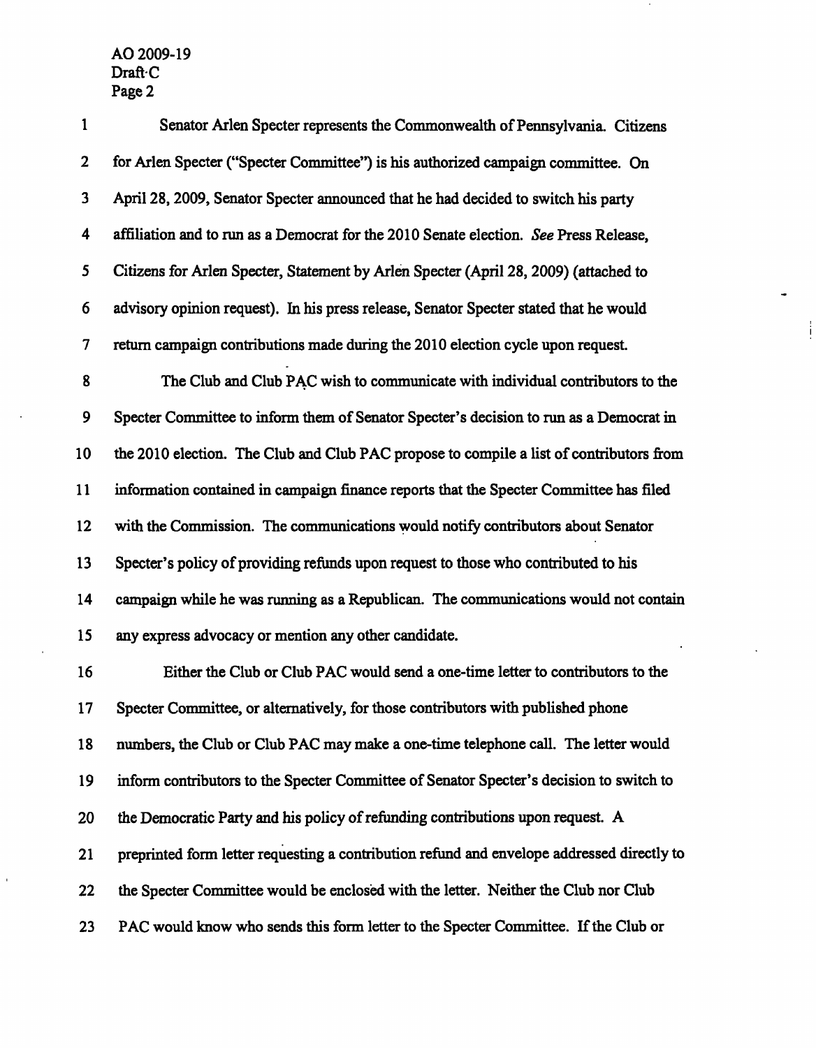Senator Arlen Specter represents the Commonwealth of Pennsylvania. Citizens for Arlen Specter ("Specter Committee") is his authorized campaign committee. On April 28, 2009, Senator Specter announced that he had decided to switch his party affiliation and to run as a Democrat for the 2010 Senate election. *See* Press Release, Citizens for Arlen Specter, Statement by Arlen Specter (April 28, 2009) (attached to advisory opinion request). In his press release, Senator Specter stated that he would return campaign contributions made during the 2010 election cycle upon request.

The Club and Club PAC wish to communicate with individual contributors to the Specter Committee to inform them of Senator Specter's decision to run as a Democrat in the 2010 election. The Club and Club PAC propose to compile a list of contributors from information contained in campaign finance reports that the Specter Committee has filed with the Commission. The communications would notify contributors about Senator Specter's policy of providing refunds upon request to those who contributed to his campaign while he was running as a Republican. The communications would not contain any express advocacy or mention any other candidate.

Either the Club or Club PAC would send a one-time letter to contributors to the Specter Committee, or alternatively, for those contributors with published phone numbers, the Club or Club PAC may make a one-time telephone call. The letter would inform contributors to the Specter Committee of Senator Specter's decision to switch to the Democratic Party and his policy of refunding contributions upon request. A preprinted form letter requesting a contribution refund and envelope addressed directly to the Specter Committee would be enclosed with the letter. Neither the Club nor Club PAC would know who sends this form letter to the Specter Committee. If the Club or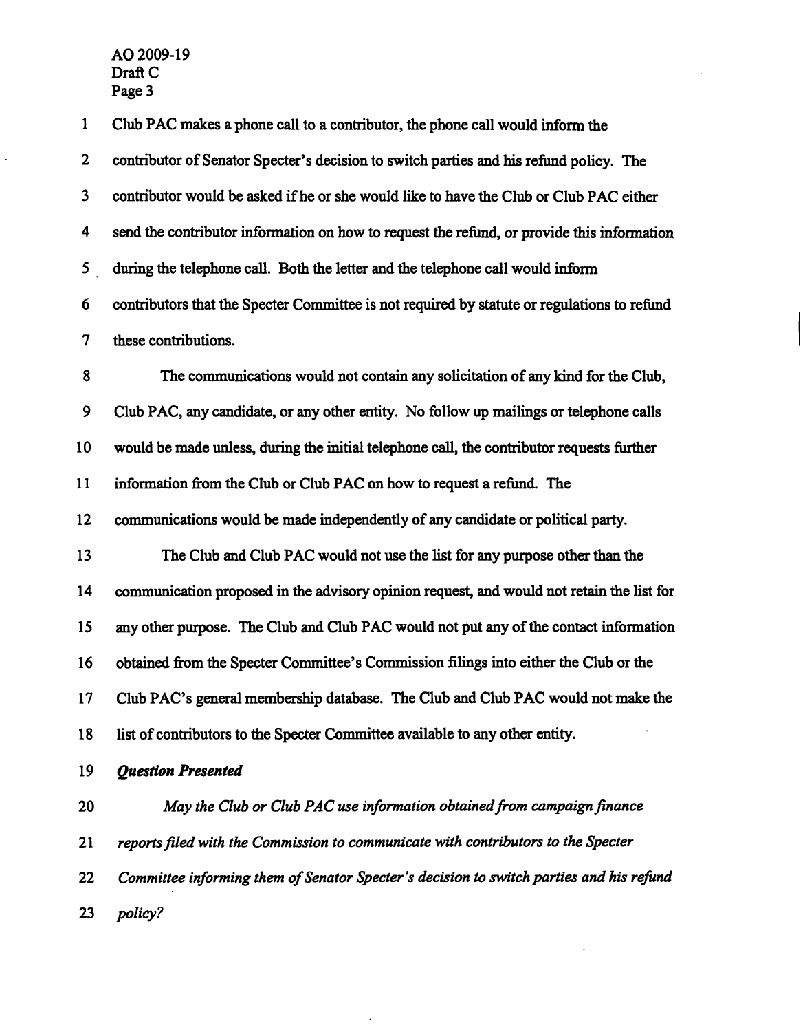Club PAC makes a phone call to a contributor, the phone call would inform the contributor of Senator Specter's decision to switch parties and his refund policy. The contributor would be asked if he or she would like to have the Club or Club PAC either send the contributor information on how to request the refund, or provide this information during the telephone call. Both the letter and the telephone call would inform contributors that the Specter Committee is not required by statute or regulations to refund these contributions.

The communications would not contain any solicitation of any kind for the Club, Club PAC, any candidate, or any other entity. No follow up mailings or telephone calls would be made unless, during the initial telephone call, the contributor requests further information from the Club or Club PAC on how to request a refund. The communications would be made independently of any candidate or political party.

The Club and Club PAC would not use the list for any purpose other than the communication proposed in the advisory opinion request, and would not retain the list for any other purpose. The Club and Club PAC would not put any of the contact information obtained from the Specter Committee's Commission filings into either the Club or the Club PAC's general membership database. The Club and Club PAC would not make the list of contributors to the Specter Committee available to any other entity.

***Question Presented***

*May the Club or Club PAC use information obtained from campaign finance reports filed with the Commission to communicate with contributors to the Specter Committee informing them of Senator Specter's decision to switch parties and his refund policy?*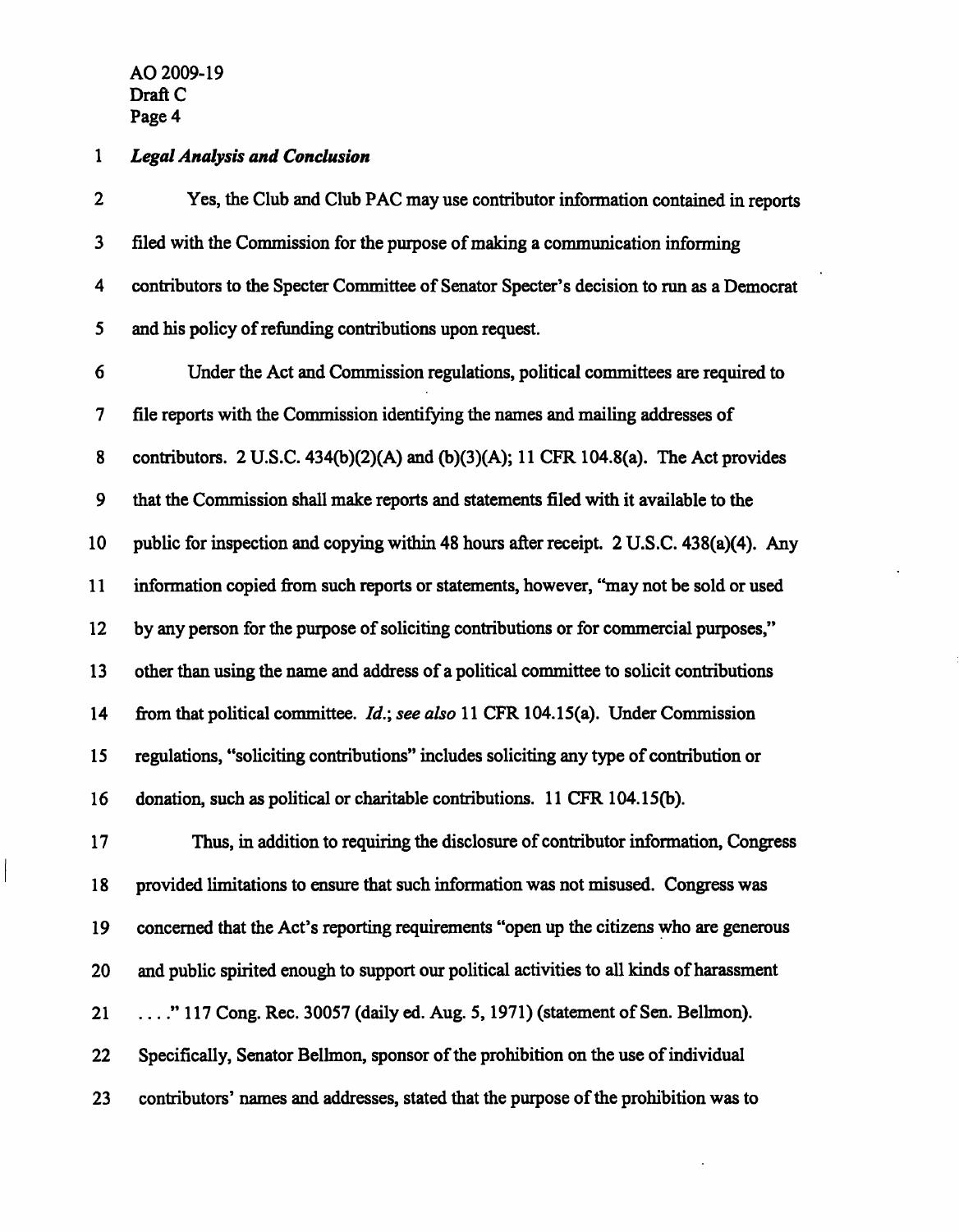*Legal Analysis and Conclusion*

Yes, the Club and Club PAC may use contributor information contained in reports filed with the Commission for the purpose of making a communication informing contributors to the Specter Committee of Senator Specter's decision to run as a Democrat and his policy of refunding contributions upon request.

Under the Act and Commission regulations, political committees are required to file reports with the Commission identifying the names and mailing addresses of contributors. 2 U.S.C. 434(b)(2)(A) and (b)(3)(A); 11 CFR 104.8(a). The Act provides that the Commission shall make reports and statements filed with it available to the public for inspection and copying within 48 hours after receipt. 2 U.S.C. 438(a)(4). Any information copied from such reports or statements, however, "may not be sold or used by any person for the purpose of soliciting contributions or for commercial purposes," other than using the name and address of a political committee to solicit contributions from that political committee. *Id.*; *see also* 11 CFR 104.15(a). Under Commission regulations, "soliciting contributions" includes soliciting any type of contribution or donation, such as political or charitable contributions. 11 CFR 104.15(b).

Thus, in addition to requiring the disclosure of contributor information, Congress provided limitations to ensure that such information was not misused. Congress was concerned that the Act's reporting requirements "open up the citizens who are generous and public spirited enough to support our political activities to all kinds of harassment . . . ." 117 Cong. Rec. 30057 (daily ed. Aug. 5, 1971) (statement of Sen. Bellmon). Specifically, Senator Bellmon, sponsor of the prohibition on the use of individual contributors' names and addresses, stated that the purpose of the prohibition was to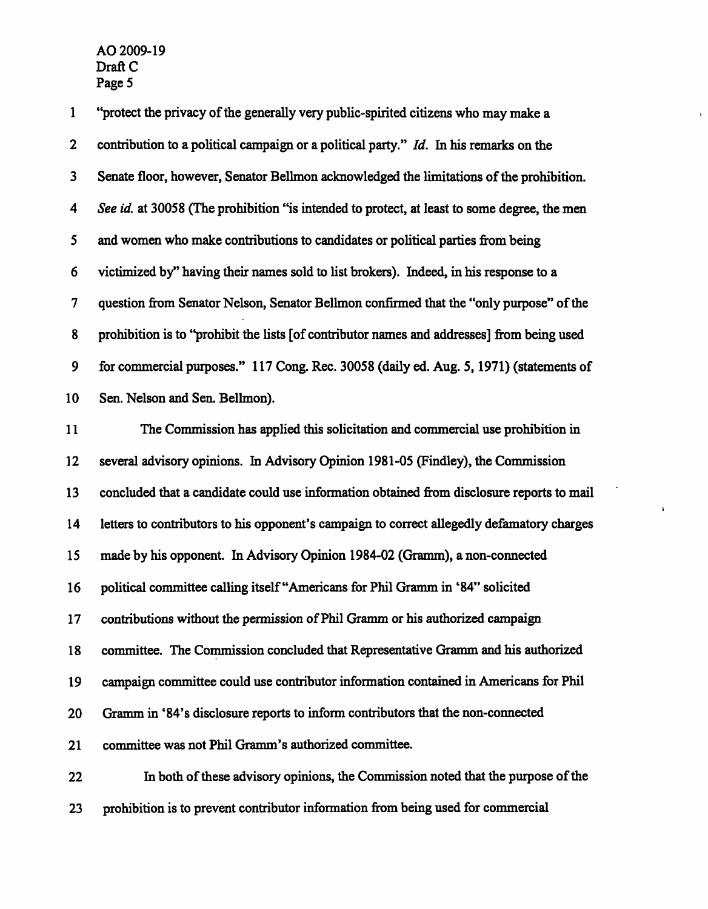"protect the privacy of the generally very public-spirited citizens who may make a contribution to a political campaign or a political party." *Id.* In his remarks on the Senate floor, however, Senator Bellmon acknowledged the limitations of the prohibition. *See id.* at 30058 (The prohibition "is intended to protect, at least to some degree, the men and women who make contributions to candidates or political parties from being victimized by" having their names sold to list brokers). Indeed, in his response to a question from Senator Nelson, Senator Bellmon confirmed that the "only purpose" of the prohibition is to "prohibit the lists [of contributor names and addresses] from being used for commercial purposes." 117 Cong. Rec. 30058 (daily ed. Aug. 5, 1971) (statements of Sen. Nelson and Sen. Bellmon).

The Commission has applied this solicitation and commercial use prohibition in several advisory opinions. In Advisory Opinion 1981-05 (Findley), the Commission concluded that a candidate could use information obtained from disclosure reports to mail letters to contributors to his opponent's campaign to correct allegedly defamatory charges made by his opponent. In Advisory Opinion 1984-02 (Gramm), a non-connected political committee calling itself "Americans for Phil Gramm in '84" solicited contributions without the permission of Phil Gramm or his authorized campaign committee. The Commission concluded that Representative Gramm and his authorized campaign committee could use contributor information contained in Americans for Phil Gramm in '84's disclosure reports to inform contributors that the non-connected committee was not Phil Gramm's authorized committee.

In both of these advisory opinions, the Commission noted that the purpose of the prohibition is to prevent contributor information from being used for commercial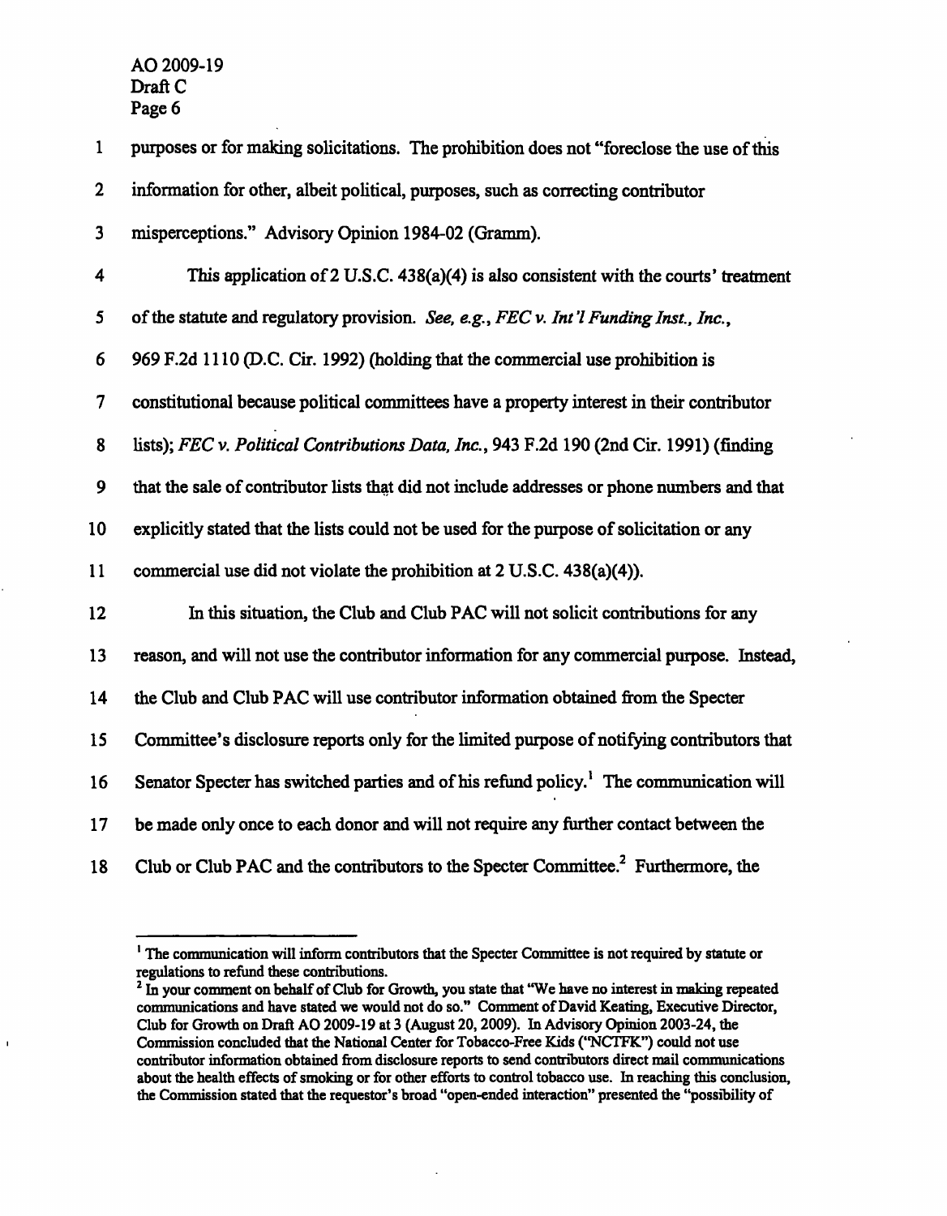purposes or for making solicitations. The prohibition does not "foreclose the use of this information for other, albeit political, purposes, such as correcting contributor misperceptions." Advisory Opinion 1984-02 (Gramm).

This application of 2 U.S.C. 438(a)(4) is also consistent with the courts' treatment of the statute and regulatory provision. *See, e.g., FEC v. Int'l Funding Inst., Inc.*, 969 F.2d 1110 (D.C. Cir. 1992) (holding that the commercial use prohibition is constitutional because political committees have a property interest in their contributor lists); *FEC v. Political Contributions Data, Inc.*, 943 F.2d 190 (2nd Cir. 1991) (finding that the sale of contributor lists that did not include addresses or phone numbers and that explicitly stated that the lists could not be used for the purpose of solicitation or any commercial use did not violate the prohibition at 2 U.S.C. 438(a)(4)).

In this situation, the Club and Club PAC will not solicit contributions for any reason, and will not use the contributor information for any commercial purpose. Instead, the Club and Club PAC will use contributor information obtained from the Specter Committee's disclosure reports only for the limited purpose of notifying contributors that Senator Specter has switched parties and of his refund policy.[1] The communication will be made only once to each donor and will not require any further contact between the Club or Club PAC and the contributors to the Specter Committee.[2] Furthermore, the

[1] The communication will inform contributors that the Specter Committee is not required by statute or regulations to refund these contributions.

[2] In your comment on behalf of Club for Growth, you state that "We have no interest in making repeated communications and have stated we would not do so." Comment of David Keating, Executive Director, Club for Growth on Draft AO 2009-19 at 3 (August 20, 2009). In Advisory Opinion 2003-24, the Commission concluded that the National Center for Tobacco-Free Kids ("NCTFK") could not use contributor information obtained from disclosure reports to send contributors direct mail communications about the health effects of smoking or for other efforts to control tobacco use. In reaching this conclusion, the Commission stated that the requestor's broad "open-ended interaction" presented the "possibility of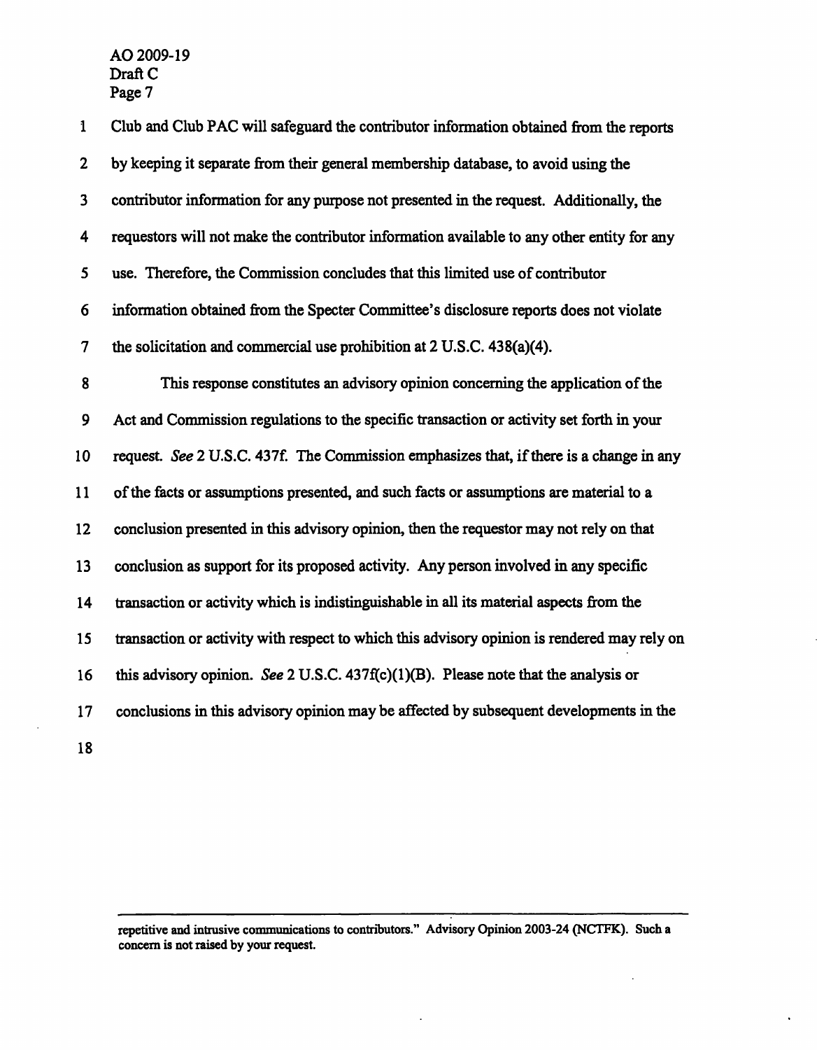Club and Club PAC will safeguard the contributor information obtained from the reports by keeping it separate from their general membership database, to avoid using the contributor information for any purpose not presented in the request. Additionally, the requestors will not make the contributor information available to any other entity for any use. Therefore, the Commission concludes that this limited use of contributor information obtained from the Specter Committee's disclosure reports does not violate the solicitation and commercial use prohibition at 2 U.S.C. 438(a)(4).

This response constitutes an advisory opinion concerning the application of the Act and Commission regulations to the specific transaction or activity set forth in your request. *See* 2 U.S.C. 437f. The Commission emphasizes that, if there is a change in any of the facts or assumptions presented, and such facts or assumptions are material to a conclusion presented in this advisory opinion, then the requestor may not rely on that conclusion as support for its proposed activity. Any person involved in any specific transaction or activity which is indistinguishable in all its material aspects from the transaction or activity with respect to which this advisory opinion is rendered may rely on this advisory opinion. *See* 2 U.S.C. 437f(c)(1)(B). Please note that the analysis or conclusions in this advisory opinion may be affected by subsequent developments in the

---

repetitive and intrusive communications to contributors." Advisory Opinion 2003-24 (NCTFK). Such a concern is not raised by your request.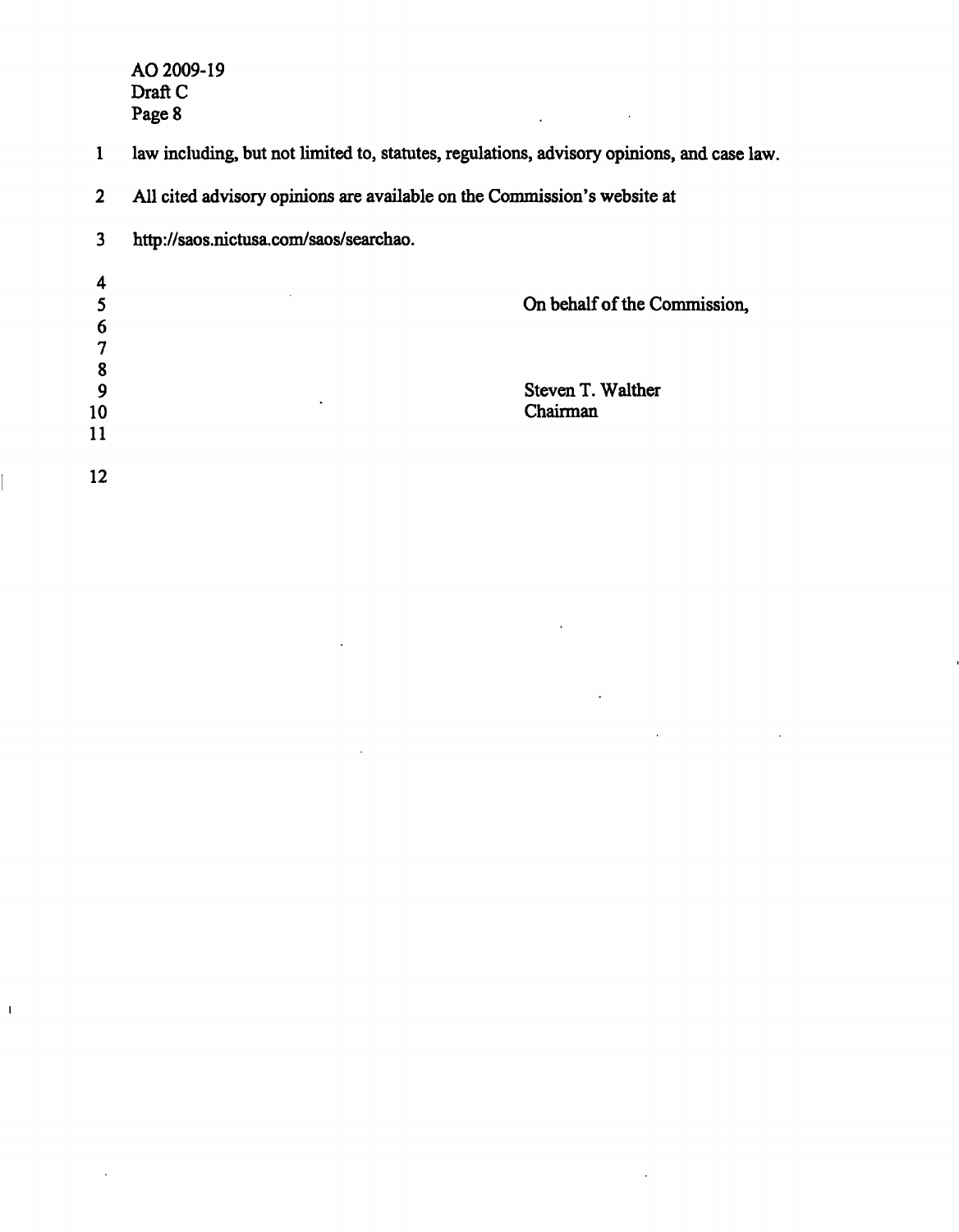law including, but not limited to, statutes, regulations, advisory opinions, and case law.

All cited advisory opinions are available on the Commission's website at

http://saos.nictusa.com/saos/searchao.

On behalf of the Commission,

Steven T. Walther
Chairman